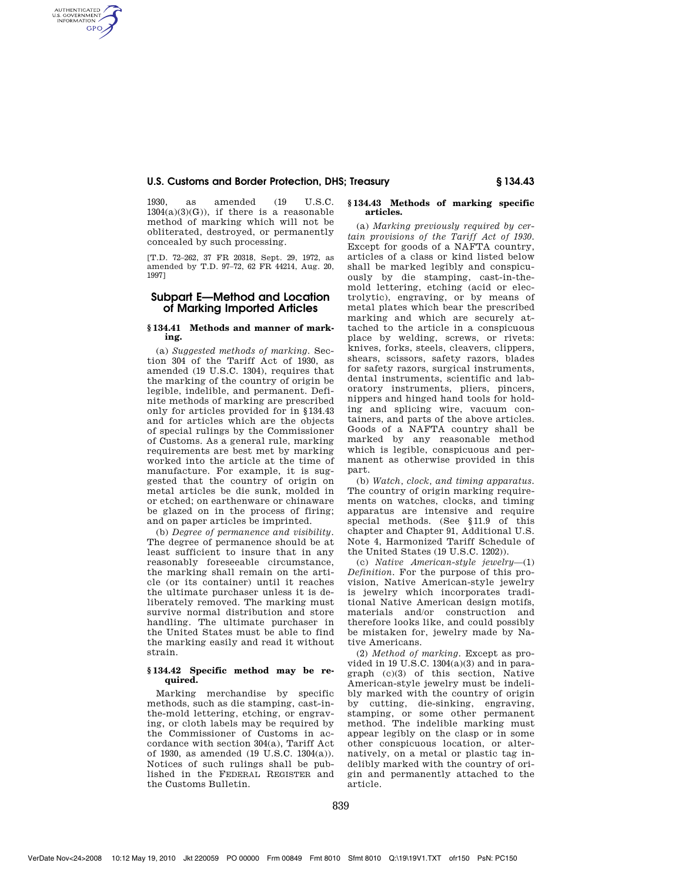1930, as amended (19 U.S.C. 1304(a)(3)(G)), if there is a reasonable method of marking which will not be obliterated, destroyed, or permanently concealed by such processing.

[T.D. 72–262, 37 FR 20318, Sept. 29, 1972, as amended by T.D. 97–72, 62 FR 44214, Aug. 20, 1997]

## Subpart E—Method and Location of Marking Imported Articles

### § 134.41 Methods and manner of marking.

(a) *Suggested methods of marking.* Section 304 of the Tariff Act of 1930, as amended (19 U.S.C. 1304), requires that the marking of the country of origin be legible, indelible, and permanent. Definite methods of marking are prescribed only for articles provided for in § 134.43 and for articles which are the objects of special rulings by the Commissioner of Customs. As a general rule, marking requirements are best met by marking worked into the article at the time of manufacture. For example, it is suggested that the country of origin on metal articles be die sunk, molded in or etched; on earthenware or chinaware be glazed on in the process of firing; and on paper articles be imprinted.

(b) *Degree of permanence and visibility.* The degree of permanence should be at least sufficient to insure that in any reasonably foreseeable circumstance, the marking shall remain on the article (or its container) until it reaches the ultimate purchaser unless it is deliberately removed. The marking must survive normal distribution and store handling. The ultimate purchaser in the United States must be able to find the marking easily and read it without strain.

### § 134.42 Specific method may be required.

Marking merchandise by specific methods, such as die stamping, cast-in-the-mold lettering, etching, or engraving, or cloth labels may be required by the Commissioner of Customs in accordance with section 304(a), Tariff Act of 1930, as amended (19 U.S.C. 1304(a)). Notices of such rulings shall be published in the FEDERAL REGISTER and the Customs Bulletin.

### § 134.43 Methods of marking specific articles.

(a) *Marking previously required by certain provisions of the Tariff Act of 1930.* Except for goods of a NAFTA country, articles of a class or kind listed below shall be marked legibly and conspicuously by die stamping, cast-in-the-mold lettering, etching (acid or electrolytic), engraving, or by means of metal plates which bear the prescribed marking and which are securely attached to the article in a conspicuous place by welding, screws, or rivets: knives, forks, steels, cleavers, clippers, shears, scissors, safety razors, blades for safety razors, surgical instruments, dental instruments, scientific and laboratory instruments, pliers, pincers, nippers and hinged hand tools for holding and splicing wire, vacuum containers, and parts of the above articles. Goods of a NAFTA country shall be marked by any reasonable method which is legible, conspicuous and permanent as otherwise provided in this part.

(b) *Watch, clock, and timing apparatus.* The country of origin marking requirements on watches, clocks, and timing apparatus are intensive and require special methods. (See § 11.9 of this chapter and Chapter 91, Additional U.S. Note 4, Harmonized Tariff Schedule of the United States (19 U.S.C. 1202)).

(c) *Native American-style jewelry*—(1) *Definition.* For the purpose of this provision, Native American-style jewelry is jewelry which incorporates traditional Native American design motifs, materials and/or construction and therefore looks like, and could possibly be mistaken for, jewelry made by Native Americans.

(2) *Method of marking.* Except as provided in 19 U.S.C. 1304(a)(3) and in paragraph (c)(3) of this section, Native American-style jewelry must be indelibly marked with the country of origin by cutting, die-sinking, engraving, stamping, or some other permanent method. The indelible marking must appear legibly on the clasp or in some other conspicuous location, or alternatively, on a metal or plastic tag indelibly marked with the country of origin and permanently attached to the article.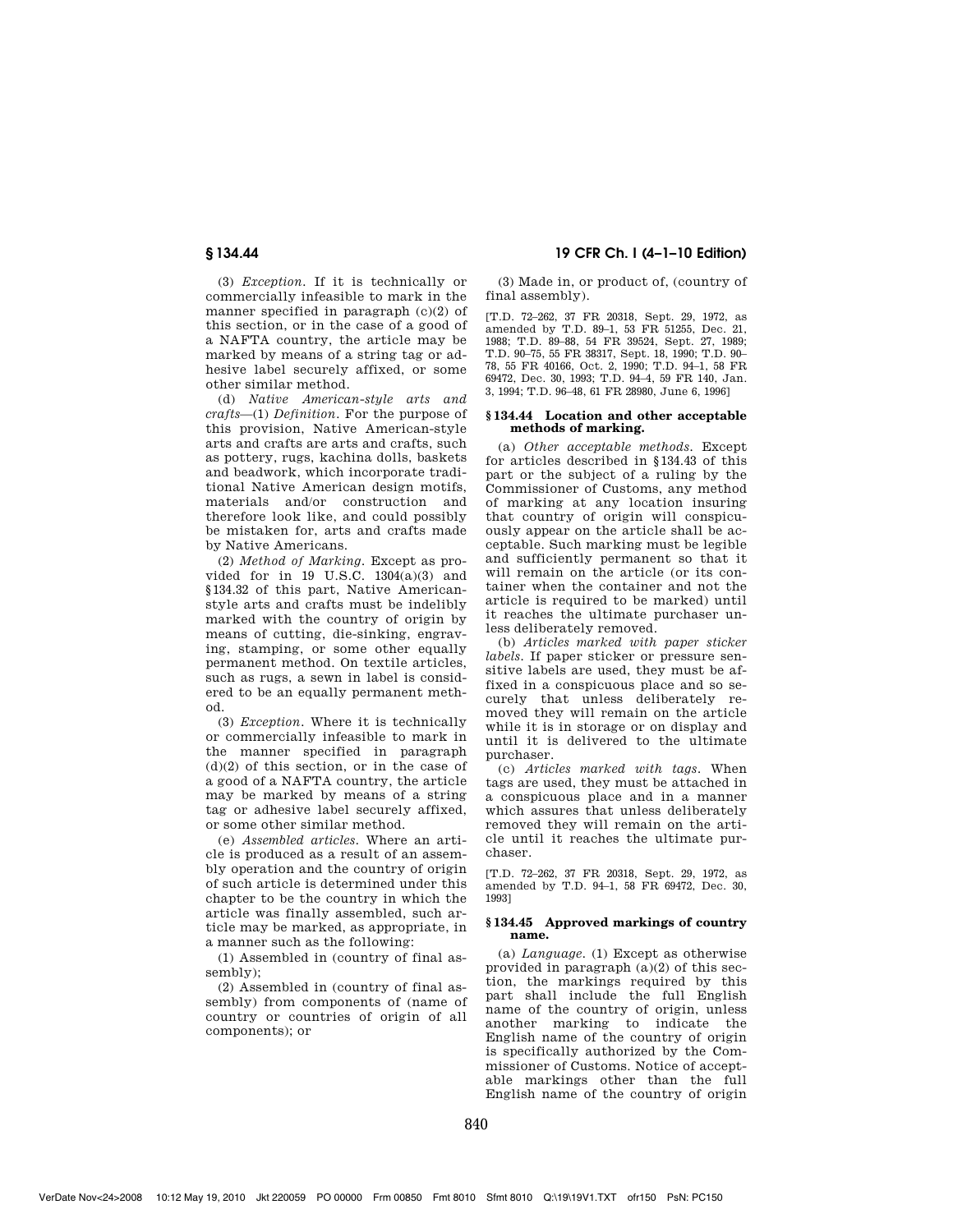(3) *Exception*. If it is technically or commercially infeasible to mark in the manner specified in paragraph (c)(2) of this section, or in the case of a good of a NAFTA country, the article may be marked by means of a string tag or adhesive label securely affixed, or some other similar method.

(d) *Native American-style arts and crafts*—(1) *Definition*. For the purpose of this provision, Native American-style arts and crafts are arts and crafts, such as pottery, rugs, kachina dolls, baskets and beadwork, which incorporate traditional Native American design motifs, materials and/or construction and therefore look like, and could possibly be mistaken for, arts and crafts made by Native Americans.

(2) *Method of Marking*. Except as provided for in 19 U.S.C. 1304(a)(3) and §134.32 of this part, Native American-style arts and crafts must be indelibly marked with the country of origin by means of cutting, die-sinking, engraving, stamping, or some other equally permanent method. On textile articles, such as rugs, a sewn in label is considered to be an equally permanent method.

(3) *Exception*. Where it is technically or commercially infeasible to mark in the manner specified in paragraph (d)(2) of this section, or in the case of a good of a NAFTA country, the article may be marked by means of a string tag or adhesive label securely affixed, or some other similar method.

(e) *Assembled articles*. Where an article is produced as a result of an assembly operation and the country of origin of such article is determined under this chapter to be the country in which the article was finally assembled, such article may be marked, as appropriate, in a manner such as the following:

(1) Assembled in (country of final assembly);

(2) Assembled in (country of final assembly) from components of (name of country or countries of origin of all components); or

(3) Made in, or product of, (country of final assembly).

[T.D. 72–262, 37 FR 20318, Sept. 29, 1972, as amended by T.D. 89–1, 53 FR 51255, Dec. 21, 1988; T.D. 89–88, 54 FR 39524, Sept. 27, 1989; T.D. 90–75, 55 FR 38317, Sept. 18, 1990; T.D. 90–78, 55 FR 40166, Oct. 2, 1990; T.D. 94–1, 58 FR 69472, Dec. 30, 1993; T.D. 94–4, 59 FR 140, Jan. 3, 1994; T.D. 96–48, 61 FR 28980, June 6, 1996]

### §134.44 Location and other acceptable methods of marking.

(a) *Other acceptable methods*. Except for articles described in §134.43 of this part or the subject of a ruling by the Commissioner of Customs, any method of marking at any location insuring that country of origin will conspicuously appear on the article shall be acceptable. Such marking must be legible and sufficiently permanent so that it will remain on the article (or its container when the container and not the article is required to be marked) until it reaches the ultimate purchaser unless deliberately removed.

(b) *Articles marked with paper sticker labels*. If paper sticker or pressure sensitive labels are used, they must be affixed in a conspicuous place and so securely that unless deliberately removed they will remain on the article while it is in storage or on display and until it is delivered to the ultimate purchaser.

(c) *Articles marked with tags*. When tags are used, they must be attached in a conspicuous place and in a manner which assures that unless deliberately removed they will remain on the article until it reaches the ultimate purchaser.

[T.D. 72–262, 37 FR 20318, Sept. 29, 1972, as amended by T.D. 94–1, 58 FR 69472, Dec. 30, 1993]

### §134.45 Approved markings of country name.

(a) *Language*. (1) Except as otherwise provided in paragraph (a)(2) of this section, the markings required by this part shall include the full English name of the country of origin, unless another marking to indicate the English name of the country of origin is specifically authorized by the Commissioner of Customs. Notice of acceptable markings other than the full English name of the country of origin